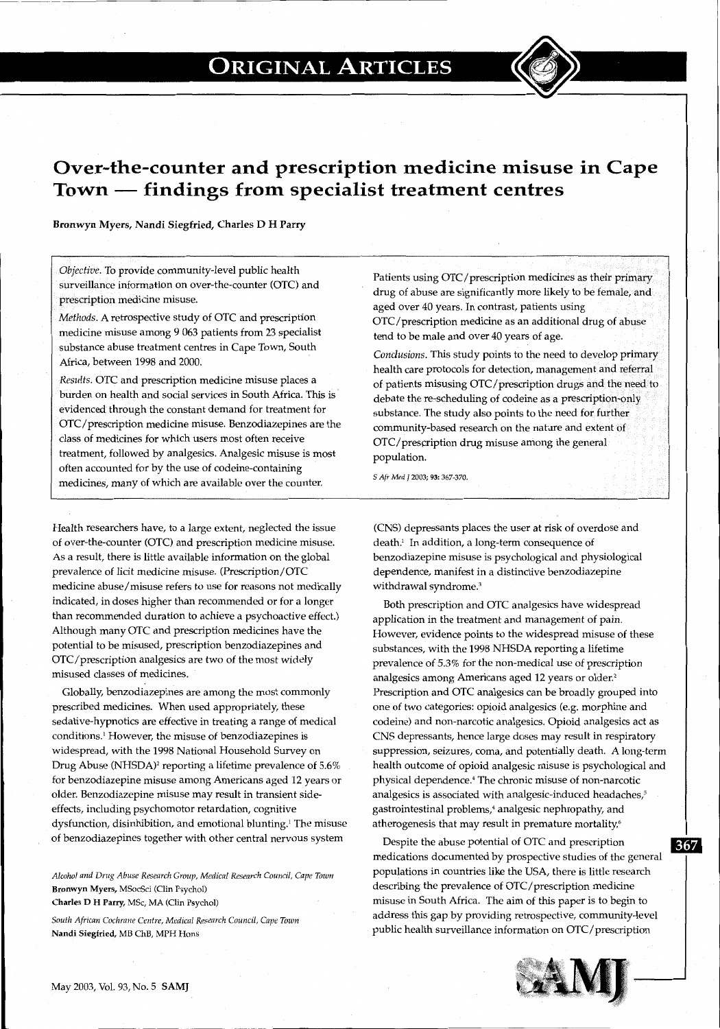# Over-the-counter and prescription medicine misuse in Cape Town — findings from specialist treatment centres

**Bronwyn Myers, Nandi Siegfried, Charles D H Parry**

*Objective*. To provide community-level public health surveillance information on over-the-counter (OTC) and prescription medicine misuse.

*Methods*. A retrospective study of OTC and prescription medicine misuse among 9 063 patients from 23 specialist substance abuse treatment centres in Cape Town, South Africa, between 1998 and 2000.

*Results*. OTC and prescription medicine misuse places a burden on health and social services in South Africa. This is evidenced through the constant demand for treatment for OTC/prescription medicine misuse. Benzodiazepines are the class of medicines for which users most often receive treatment, followed by analgesics. Analgesic misuse is most often accounted for by the use of codeine-containing medicines, many of which are available over the counter. Patients using OTC/prescription medicines as their primary drug of abuse are significantly more likely to be female, and aged over 40 years. In contrast, patients using OTC/prescription medicine as an additional drug of abuse tend to be male and over 40 years of age.

*Conclusions*. This study points to the need to develop primary health care protocols for detection, management and referral of patients misusing OTC/prescription drugs and the need to debate the re-scheduling of codeine as a prescription-only substance. The study also points to the need for further community-based research on the nature and extent of OTC/prescription drug misuse among the general population.

*S Afr Med J* 2003; **93:** 367-370.

Health researchers have, to a large extent, neglected the issue of over-the-counter (OTC) and prescription medicine misuse. As a result, there is little available information on the global prevalence of licit medicine misuse. (Prescription/OTC medicine abuse/misuse refers to use for reasons not medically indicated, in doses higher than recommended or for a longer than recommended duration to achieve a psychoactive effect.) Although many OTC and prescription medicines have the potential to be misused, prescription benzodiazepines and OTC/prescription analgesics are two of the most widely misused classes of medicines.

Globally, benzodiazepines are among the most commonly prescribed medicines. When used appropriately, these sedative-hypnotics are effective in treating a range of medical conditions.[1] However, the misuse of benzodiazepines is widespread, with the 1998 National Household Survey on Drug Abuse (NHSDA)[2] reporting a lifetime prevalence of 5.6% for benzodiazepine misuse among Americans aged 12 years or older. Benzodiazepine misuse may result in transient side-effects, including psychomotor retardation, cognitive dysfunction, disinhibition, and emotional blunting.[1] The misuse of benzodiazepines together with other central nervous system (CNS) depressants places the user at risk of overdose and death.[1] In addition, a long-term consequence of benzodiazepine misuse is psychological and physiological dependence, manifest in a distinctive benzodiazepine withdrawal syndrome.[3]

Both prescription and OTC analgesics have widespread application in the treatment and management of pain. However, evidence points to the widespread misuse of these substances, with the 1998 NHSDA reporting a lifetime prevalence of 5.3% for the non-medical use of prescription analgesics among Americans aged 12 years or older.[2] Prescription and OTC analgesics can be broadly grouped into one of two categories: opioid analgesics (e.g. morphine and codeine) and non-narcotic analgesics. Opioid analgesics act as CNS depressants, hence large doses may result in respiratory suppression, seizures, coma, and potentially death. A long-term health outcome of opioid analgesic misuse is psychological and physical dependence.[4] The chronic misuse of non-narcotic analgesics is associated with analgesic-induced headaches,[5] gastrointestinal problems,[4] analgesic nephropathy, and atherogenesis that may result in premature mortality.[6]

Despite the abuse potential of OTC and prescription medications documented by prospective studies of the general populations in countries like the USA, there is little research describing the prevalence of OTC/prescription medicine misuse in South Africa. The aim of this paper is to begin to address this gap by providing retrospective, community-level public health surveillance information on OTC/prescription

*Alcohol and Drug Abuse Research Group, Medical Research Council, Cape Town*
**Bronwyn Myers,** MSocSci (Clin Psychol)
**Charles D H Parry,** MSc, MA (Clin Psychol)

*South African Cochrane Centre, Medical Research Council, Cape Town*
**Nandi Siegfried,** MB ChB, MPH Hons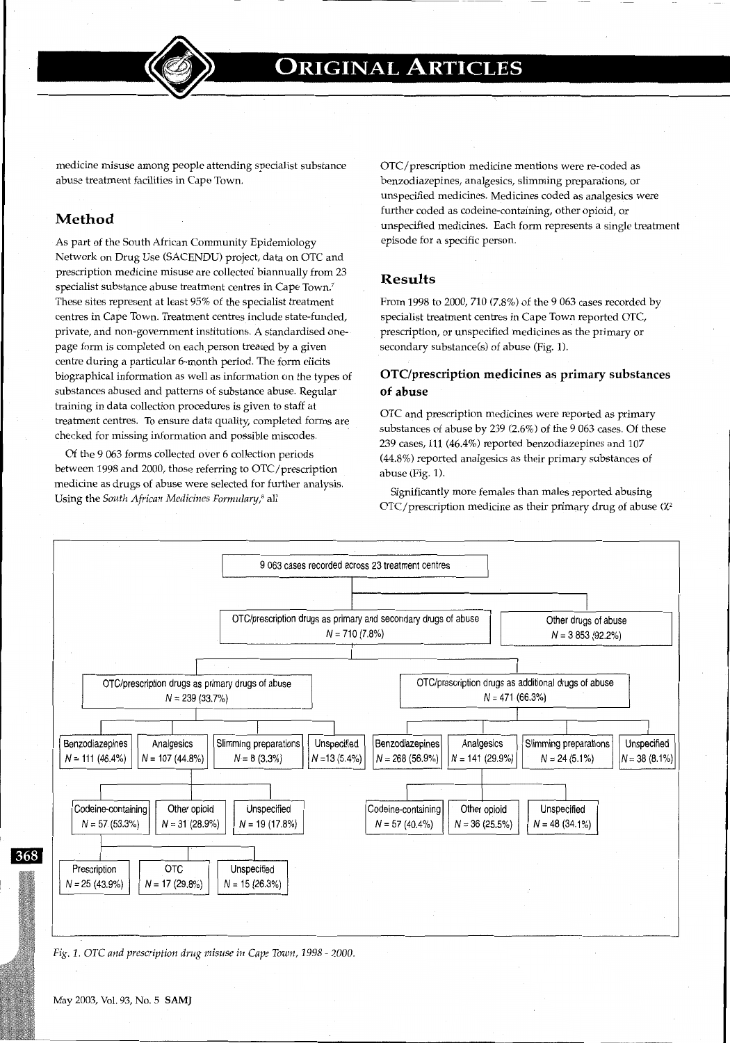medicine misuse among people attending specialist substance abuse treatment facilities in Cape Town.

## Method

As part of the South African Community Epidemiology Network on Drug Use (SACENDU) project, data on OTC and prescription medicine misuse are collected biannually from 23 specialist substance abuse treatment centres in Cape Town.[7] These sites represent at least 95% of the specialist treatment centres in Cape Town. Treatment centres include state-funded, private, and non-government institutions. A standardised one-page form is completed on each person treated by a given centre during a particular 6-month period. The form elicits biographical information as well as information on the types of substances abused and patterns of substance abuse. Regular training in data collection procedures is given to staff at treatment centres. To ensure data quality, completed forms are checked for missing information and possible miscodes.

Of the 9 063 forms collected over 6 collection periods between 1998 and 2000, those referring to OTC/prescription medicine as drugs of abuse were selected for further analysis. Using the *South African Medicines Formulary*,[8] all OTC/prescription medicine mentions were re-coded as benzodiazepines, analgesics, slimming preparations, or unspecified medicines. Medicines coded as analgesics were further coded as codeine-containing, other opioid, or unspecified medicines. Each form represents a single treatment episode for a specific person.

## Results

From 1998 to 2000, 710 (7.8%) of the 9 063 cases recorded by specialist treatment centres in Cape Town reported OTC, prescription, or unspecified medicines as the primary or secondary substance(s) of abuse (Fig. 1).

### OTC/prescription medicines as primary substances of abuse

OTC and prescription medicines were reported as primary substances of abuse by 239 (2.6%) of the 9 063 cases. Of these 239 cases, 111 (46.4%) reported benzodiazepines and 107 (44.8%) reported analgesics as their primary substances of abuse (Fig. 1).

Significantly more females than males reported abusing OTC/prescription medicine as their primary drug of abuse ($\chi^2$

- 9 063 cases recorded across 23 treatment centres
  - OTC/prescription drugs as primary and secondary drugs of abuse N = 710 (7.8%)
    - OTC/prescription drugs as primary drugs of abuse N = 239 (33.7%)
      - Benzodiazepines N = 111 (46.4%)
      - Analgesics N = 107 (44.8%)
        - Codeine-containing N = 57 (53.3%)
          - Prescription N = 25 (43.9%)
          - OTC N = 17 (29.8%)
          - Unspecified N = 15 (26.3%)
        - Other opioid N = 31 (28.9%)
        - Unspecified N = 19 (17.8%)
      - Slimming preparations N = 8 (3.3%)
      - Unspecified N = 13 (5.4%)
    - OTC/prescription drugs as additional drugs of abuse N = 471 (66.3%)
      - Benzodiazepines N = 268 (56.9%)
      - Analgesics N = 141 (29.9%)
        - Codeine-containing N = 57 (40.4%)
        - Other opioid N = 36 (25.5%)
        - Unspecified N = 48 (34.1%)
      - Slimming preparations N = 24 (5.1%)
      - Unspecified N = 38 (8.1%)
  - Other drugs of abuse N = 3 853 (92.2%)

*Fig. 1. OTC and prescription drug misuse in Cape Town, 1998 - 2000.*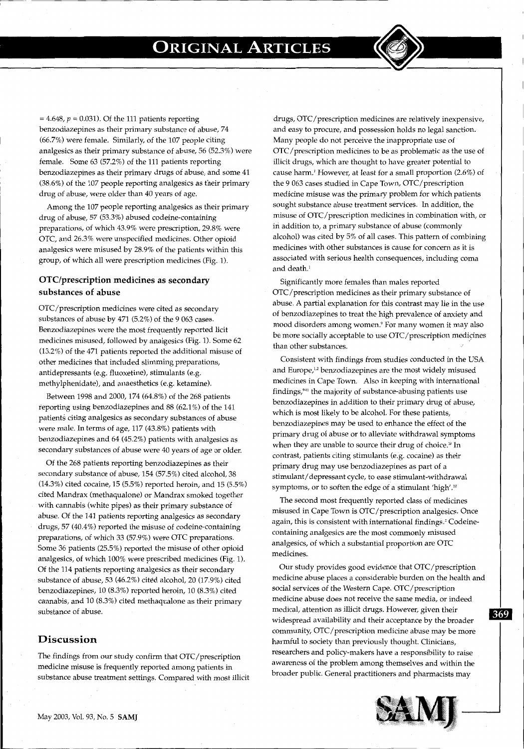= 4.648, $p = 0.031$). Of the 111 patients reporting benzodiazepines as their primary substance of abuse, 74 (66.7%) were female. Similarly, of the 107 people citing analgesics as their primary substance of abuse, 56 (52.3%) were female. Some 63 (57.2%) of the 111 patients reporting benzodiazepines as their primary drugs of abuse, and some 41 (38.6%) of the 107 people reporting analgesics as their primary drug of abuse, were older than 40 years of age.

Among the 107 people reporting analgesics as their primary drug of abuse, 57 (53.3%) abused codeine-containing preparations, of which 43.9% were prescription, 29.8% were OTC, and 26.3% were unspecified medicines. Other opioid analgesics were misused by 28.9% of the patients within this group, of which all were prescription medicines (Fig. 1).

## OTC/prescription medicines as secondary substances of abuse

OTC/prescription medicines were cited as secondary substances of abuse by 471 (5.2%) of the 9 063 cases. Benzodiazepines were the most frequently reported licit medicines misused, followed by analgesics (Fig. 1). Some 62 (13.2%) of the 471 patients reported the additional misuse of other medicines that included slimming preparations, antidepressants (e.g. fluoxetine), stimulants (e.g. methylphenidate), and anaesthetics (e.g. ketamine).

Between 1998 and 2000, 174 (64.8%) of the 268 patients reporting using benzodiazepines and 88 (62.1%) of the 141 patients citing analgesics as secondary substances of abuse were male. In terms of age, 117 (43.8%) patients with benzodiazepines and 64 (45.2%) patients with analgesics as secondary substances of abuse were 40 years of age or older.

Of the 268 patients reporting benzodiazepines as their secondary substance of abuse, 154 (57.5%) cited alcohol, 38 (14.3%) cited cocaine, 15 (5.5%) reported heroin, and 15 (5.5%) cited Mandrax (methaqualone) or Mandrax smoked together with cannabis (white pipes) as their primary substance of abuse. Of the 141 patients reporting analgesics as secondary drugs, 57 (40.4%) reported the misuse of codeine-containing preparations, of which 33 (57.9%) were OTC preparations. Some 36 patients (25.5%) reported the misuse of other opioid analgesics, of which 100% were prescribed medicines (Fig. 1). Of the 114 patients reporting analgesics as their secondary substance of abuse, 53 (46.2%) cited alcohol, 20 (17.9%) cited benzodiazepines, 10 (8.3%) reported heroin, 10 (8.3%) cited cannabis, and 10 (8.3%) cited methaqualone as their primary substance of abuse.

## Discussion

The findings from our study confirm that OTC/prescription medicine misuse is frequently reported among patients in substance abuse treatment settings. Compared with most illicit drugs, OTC/prescription medicines are relatively inexpensive, and easy to procure, and possession holds no legal sanction. Many people do not perceive the inappropriate use of OTC/prescription medicines to be as problematic as the use of illicit drugs, which are thought to have greater potential to cause harm.[7] However, at least for a small proportion (2.6%) of the 9 063 cases studied in Cape Town, OTC/prescription medicine misuse was the primary problem for which patients sought substance abuse treatment services. In addition, the misuse of OTC/prescription medicines in combination with, or in addition to, a primary substance of abuse (commonly alcohol) was cited by 5% of all cases. This pattern of combining medicines with other substances is cause for concern as it is associated with serious health consequences, including coma and death.[1]

Significantly more females than males reported OTC/prescription medicines as their primary substance of abuse. A partial explanation for this contrast may lie in the use of benzodiazepines to treat the high prevalence of anxiety and mood disorders among women.[9] For many women it may also be more socially acceptable to use OTC/prescription medicines than other substances.

Consistent with findings from studies conducted in the USA and Europe,[1,2] benzodiazepines are the most widely misused medicines in Cape Town. Also in keeping with international findings,[9-11] the majority of substance-abusing patients use benzodiazepines in addition to their primary drug of abuse, which is most likely to be alcohol. For these patients, benzodiazepines may be used to enhance the effect of the primary drug of abuse or to alleviate withdrawal symptoms when they are unable to source their drug of choice.[10] In contrast, patients citing stimulants (e.g. cocaine) as their primary drug may use benzodiazepines as part of a stimulant/depressant cycle, to ease stimulant-withdrawal symptoms, or to soften the edge of a stimulant 'high'.[10]

The second most frequently reported class of medicines misused in Cape Town is OTC/prescription analgesics. Once again, this is consistent with international findings.[7] Codeine-containing analgesics are the most commonly misused analgesics, of which a substantial proportion are OTC medicines.

Our study provides good evidence that OTC/prescription medicine abuse places a considerable burden on the health and social services of the Western Cape. OTC/prescription medicine abuse does not receive the same media, or indeed medical, attention as illicit drugs. However, given their widespread availability and their acceptance by the broader community, OTC/prescription medicine abuse may be more harmful to society than previously thought. Clinicians, researchers and policy-makers have a responsibility to raise awareness of the problem among themselves and within the broader public. General practitioners and pharmacists may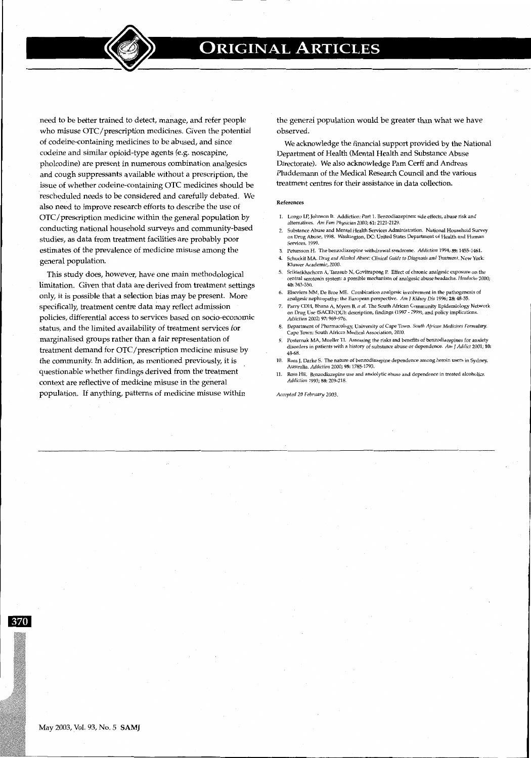need to be better trained to detect, manage, and refer people who misuse OTC/prescription medicines. Given the potential of codeine-containing medicines to be abused, and since codeine and similar opioid-type agents (e.g. noscapine, pholcodine) are present in numerous combination analgesics and cough suppressants available without a prescription, the issue of whether codeine-containing OTC medicines should be rescheduled needs to be considered and carefully debated. We also need to improve research efforts to describe the use of OTC/prescription medicine within the general population by conducting national household surveys and community-based studies, as data from treatment facilities are probably poor estimates of the prevalence of medicine misuse among the general population.

This study does, however, have one main methodological limitation. Given that data are derived from treatment settings only, it is possible that a selection bias may be present. More specifically, treatment centre data may reflect admission policies, differential access to services based on socio-economic status, and the limited availability of treatment services for marginalised groups rather than a fair representation of treatment demand for OTC/prescription medicine misuse by the community. In addition, as mentioned previously, it is questionable whether findings derived from the treatment context are reflective of medicine misuse in the general population. If anything, patterns of medicine misuse within the general population would be greater than what we have observed.

We acknowledge the financial support provided by the National Department of Health (Mental Health and Substance Abuse Directorate). We also acknowledge Pam Cerff and Andreas Pluddemann of the Medical Research Council and the various treatment centres for their assistance in data collection.

#### References

1. Longo LP, Johnson B. Addiction: Part 1. Benzodiazepines: side effects, abuse risk and alternatives. *Am Fam Physician* 2000; **61**: 2121-2129.
2. Substance Abuse and Mental Health Services Administration. National Household Survey on Drug Abuse, 1998. Washington, DC: United States Department of Health and Human Services, 1999.
3. Petursson H. The benzodiazepine withdrawal syndrome. *Addiction* 1994; **89**: 1455-1461.
4. Schuckit MA. *Drug and Alcohol Abuse: Clinical Guide to Diagnosis and Treatment*. New York: Kluwer Academic, 2000.
5. Srikiatkhachorn A, Tarasub N, Govitrapong P. Effect of chronic analgesic exposure on the central serotonin system: a possible mechanism of analgesic abuse headache. *Headache* 2000; **40**: 343-350.
6. Elseviers MM, De Broe ME. Combination analgesic involvement in the pathogenesis of analgesic nephropathy: the European perspective. *Am J Kidney Dis* 1996; **28**: 48-55.
7. Parry CDH, Bhana A, Myers B, *et al*. The South African Community Epidemiology Network on Drug Use (SACENDU): description, findings (1997 - 1999), and policy implications. *Addiction* 2002; **97**: 969-976.
8. Department of Pharmacology, University of Cape Town. *South African Medicines Formulary*. Cape Town: South African Medical Association, 2000.
9. Posternak MA, Mueller TI. Assessing the risks and benefits of benzodiazepines for anxiety disorders in patients with a history of substance abuse or dependence. *Am J Addict* 2001; **10**: 48-68.
10. Ross J, Darke S. The nature of benzodiazepine dependence among heroin users in Sydney, Australia. *Addiction* 2000; **95**: 1785-1793.
11. Ross HE. Benzodiazepine use and anxiolytic abuse and dependence in treated alcoholics. *Addiction* 1993; **88**: 209-218.

*Accepted 20 February 2003.*